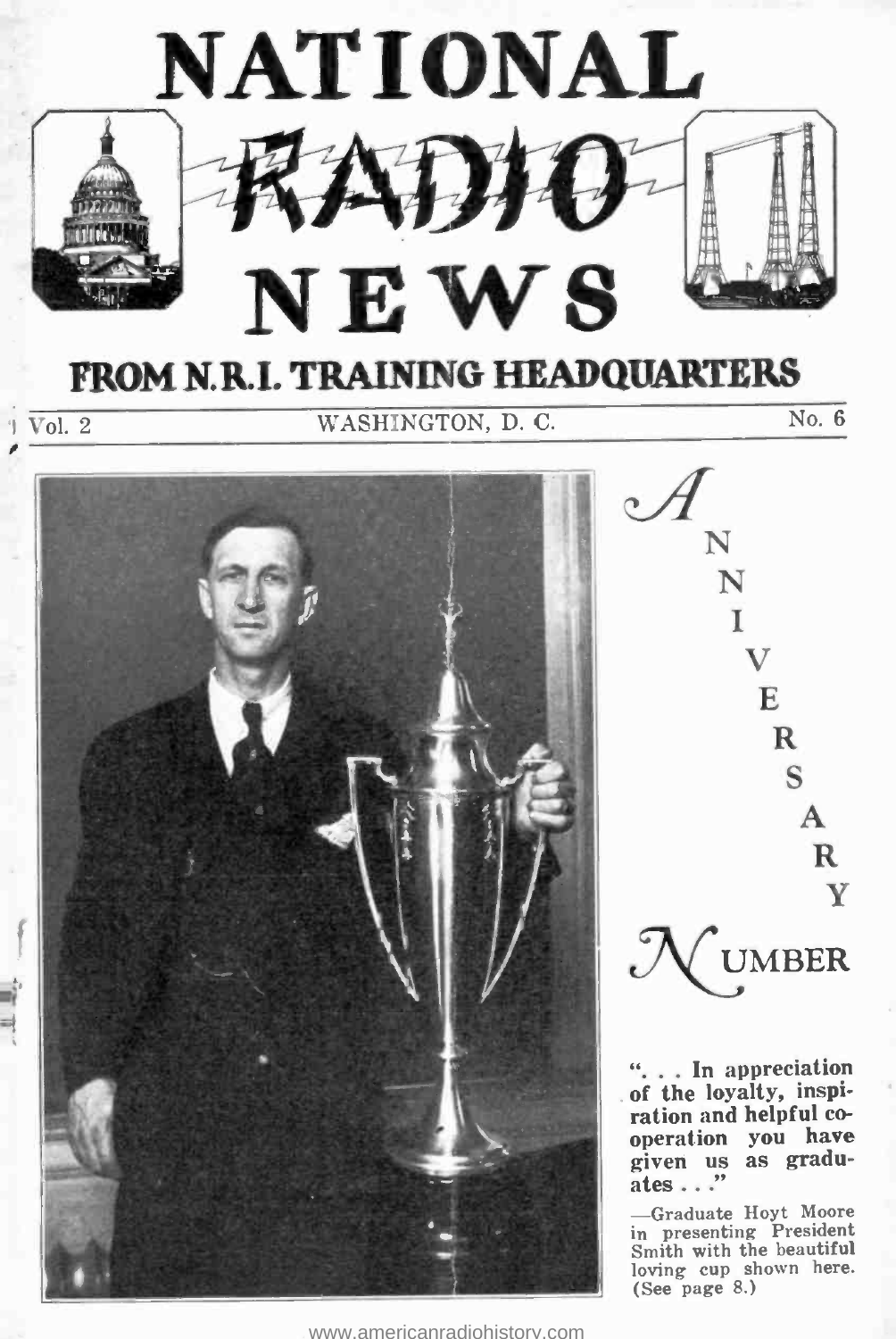# NATIONAL RADIO NEWS

## FROM N.R.I. TRAINING HEADQUARTERS

Vol. 2 WASHINGTON, D. C. No. 6

## ANNIVERSARY NUMBER

**". . . In appreciation of the loyalty, inspiration and helpful co-operation you have given us as graduates . . ."**

—Graduate Hoyt Moore in presenting President Smith with the beautiful loving cup shown here. (See page 8.)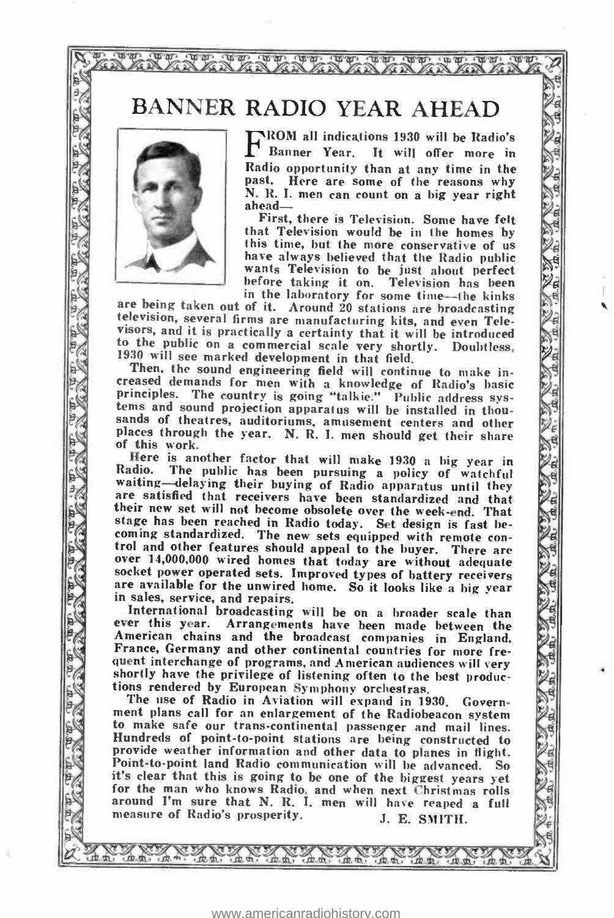# BANNER RADIO YEAR AHEAD

FROM all indications 1930 will be Radio's Banner Year. It will offer more in Radio opportunity than at any time in the past. Here are some of the reasons why N. R. I. men can count on a big year right ahead—

First, there is Television. Some have felt that Television would be in the homes by this time, but the more conservative of us have always believed that the Radio public wants Television to be just about perfect before taking it on. Television has been in the laboratory for some time—the kinks are being taken out of it. Around 20 stations are broadcasting television, several firms are manufacturing kits, and even Televisors, and it is practically a certainty that it will be introduced to the public on a commercial scale very shortly. Doubtless, 1930 will see marked development in that field.

Then, the sound engineering field will continue to make increased demands for men with a knowledge of Radio's basic principles. The country is going "talkie." Public address systems and sound projection apparatus will be installed in thousands of theatres, auditoriums, amusement centers and other places through the year. N. R. I. men should get their share of this work.

Here is another factor that will make 1930 a big year in Radio. The public has been pursuing a policy of watchful waiting—delaying their buying of Radio apparatus until they are satisfied that receivers have been standardized and that their new set will not become obsolete over the week-end. That stage has been reached in Radio today. Set design is fast becoming standardized. The new sets equipped with remote control and other features should appeal to the buyer. There are over 14,000,000 wired homes that today are without adequate socket power operated sets. Improved types of battery receivers are available for the unwired home. So it looks like a big year in sales, service, and repairs.

International broadcasting will be on a broader scale than ever this year. Arrangements have been made between the American chains and the broadcast companies in England, France, Germany and other continental countries for more frequent interchange of programs, and American audiences will very shortly have the privilege of listening often to the best productions rendered by European Symphony orchestras.

The use of Radio in Aviation will expand in 1930. Government plans call for an enlargement of the Radiobeacon system to make safe our trans-continental passenger and mail lines. Hundreds of point-to-point stations are being constructed to provide weather information and other data to planes in flight. Point-to-point land Radio communication will be advanced. So it's clear that this is going to be one of the biggest years yet for the man who knows Radio, and when next Christmas rolls around I'm sure that N. R. I. men will have reaped a full measure of Radio's prosperity.

J. E. SMITH.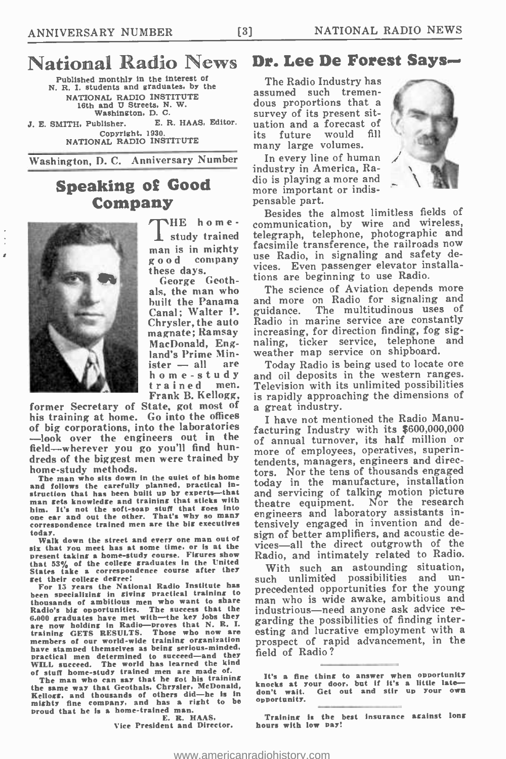# National Radio News

Published monthly in the interest of N. R. I. students and graduates, by the NATIONAL RADIO INSTITUTE 16th and U Streets, N. W. Washington, D. C.

J. E. SMITH, Publisher. E. R. HAAS, Editor.

Copyright, 1930. NATIONAL RADIO INSTITUTE

Washington, D. C. Anniversary Number

## Speaking of Good Company

THE home-study trained man is in mighty good company these days.

George Geothals, the man who built the Panama Canal; Walter P. Chrysler, the auto magnate; Ramsay MacDonald, England's Prime Minister — all are home-study trained men. Frank B. Kellogg, former Secretary of State, got most of his training at home. Go into the offices of big corporations, into the laboratories —look over the engineers out in the field—wherever you go you'll find hundreds of the biggest men were trained by home-study methods.

The man who sits down in the quiet of his home and follows the carefully planned, practical instruction that has been built up by experts—that man gets knowledge and training that sticks with him. It's not the soft-soap stuff that goes into one ear and out the other. That's why so many correspondence trained men are the big executives today.

Walk down the street and every one man out of six that you meet has at some time, or is at the present taking a home-study course. Figures show that 53% of the college graduates in the United States take a correspondence course after they get their college degree!

For 15 years the National Radio Institute has been specializing in giving practical training to thousands of ambitious men who want to share Radio's big opportunities. The success that the 6,000 graduates have met with—the key jobs they are now holding in Radio—proves that N. R. I. training GETS RESULTS. Those who now are members of our world-wide training organization have stamped themselves as being serious-minded, practical men determined to succeed—and they WILL succeed. The world has learned the kind of stuff home-study trained men are made of.

The man who can say that he got his training the same way that Geothals, Chrysler, McDonald, Kellogg, and thousands of others did—he is in mighty fine company, and has a right to be proud that he is a home-trained man.

E. R. HAAS,
Vice President and Director.

## Dr. Lee De Forest Says—

The Radio Industry has assumed such tremendous proportions that a survey of its present situation and a forecast of its future would fill many large volumes.

In every line of human industry in America, Radio is playing a more and more important or indispensable part.

Besides the almost limitless fields of communication, by wire and wireless, telegraph, telephone, photographic and facsimile transference, the railroads now use Radio, in signaling and safety devices. Even passenger elevator installations are beginning to use Radio.

The science of Aviation depends more and more on Radio for signaling and guidance. The multitudinous uses of Radio in marine service are constantly increasing, for direction finding, fog signaling, ticker service, telephone and weather map service on shipboard.

Today Radio is being used to locate ore and oil deposits in the western ranges. Television with its unlimited possibilities is rapidly approaching the dimensions of a great industry.

I have not mentioned the Radio Manufacturing Industry with its $600,000,000 of annual turnover, its half million or more of employees, operatives, superintendents, managers, engineers and directors. Nor the tens of thousands engaged today in the manufacture, installation and servicing of talking motion picture theatre equipment. Nor the research engineers and laboratory assistants intensively engaged in invention and design of better amplifiers, and acoustic devices—all the direct outgrowth of the Radio, and intimately related to Radio.

With such an astounding situation, such unlimited possibilities and unprecedented opportunities for the young man who is wide awake, ambitious and industrious—need anyone ask advice regarding the possibilities of finding interesting and lucrative employment with a prospect of rapid advancement, in the field of Radio?

---

It's a fine thing to answer when opportunity knocks at your door, but if it's a little late—don't wait. Get out and stir up your own opportunity.

---

Training is the best insurance against long hours with low pay!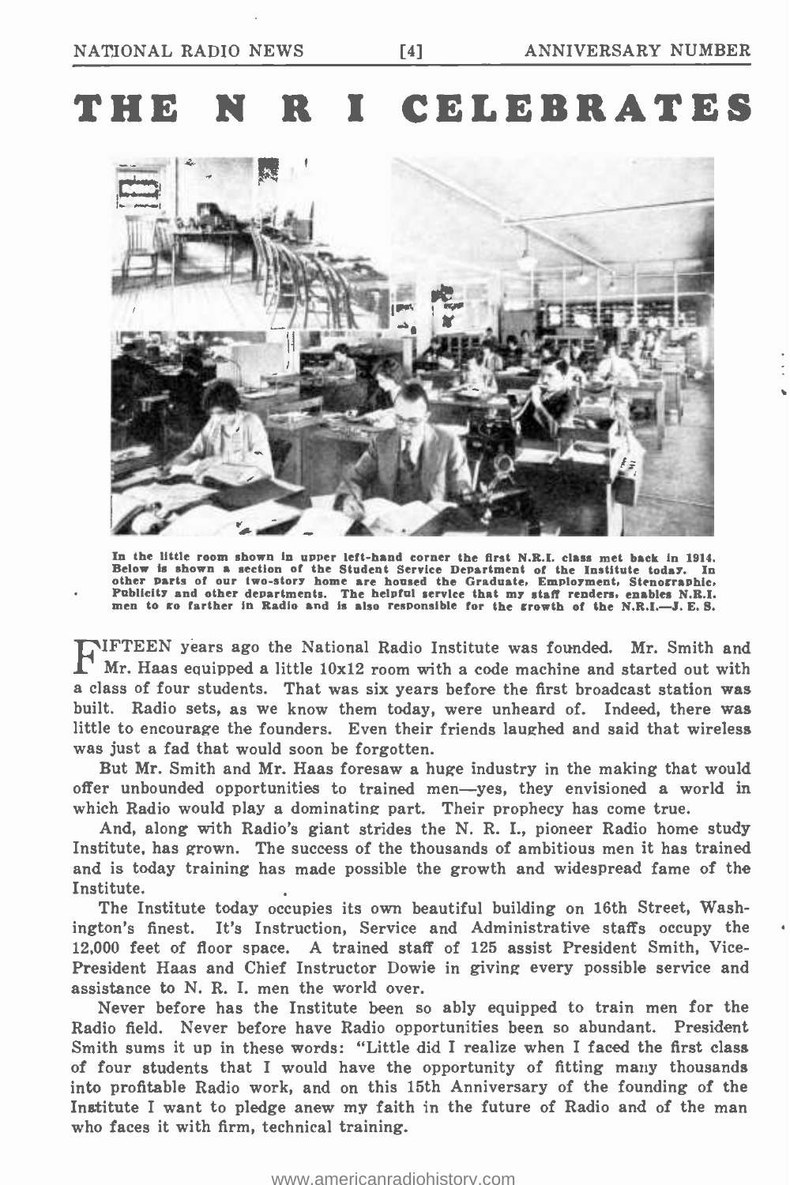# THE N R I CELEBRATES

In the little room shown in upper left-hand corner the first N.R.I. class met back in 1914. Below is shown a section of the Student Service Department of the Institute today. In other parts of our two-story home are housed the Graduate, Employment, Stenographic, Publicity and other departments. The helpful service that my staff renders, enables N.R.I. men to go farther in Radio and is also responsible for the growth of the N.R.I.—J. E. S.

FIFTEEN years ago the National Radio Institute was founded. Mr. Smith and Mr. Haas equipped a little 10x12 room with a code machine and started out with a class of four students. That was six years before the first broadcast station was built. Radio sets, as we know them today, were unheard of. Indeed, there was little to encourage the founders. Even their friends laughed and said that wireless was just a fad that would soon be forgotten.

But Mr. Smith and Mr. Haas foresaw a huge industry in the making that would offer unbounded opportunities to trained men—yes, they envisioned a world in which Radio would play a dominating part. Their prophecy has come true.

And, along with Radio's giant strides the N. R. I., pioneer Radio home study Institute, has grown. The success of the thousands of ambitious men it has trained and is today training has made possible the growth and widespread fame of the Institute.

The Institute today occupies its own beautiful building on 16th Street, Washington's finest. It's Instruction, Service and Administrative staffs occupy the 12,000 feet of floor space. A trained staff of 125 assist President Smith, Vice-President Haas and Chief Instructor Dowie in giving every possible service and assistance to N. R. I. men the world over.

Never before has the Institute been so ably equipped to train men for the Radio field. Never before have Radio opportunities been so abundant. President Smith sums it up in these words: "Little did I realize when I faced the first class of four students that I would have the opportunity of fitting many thousands into profitable Radio work, and on this 15th Anniversary of the founding of the Institute I want to pledge anew my faith in the future of Radio and of the man who faces it with firm, technical training.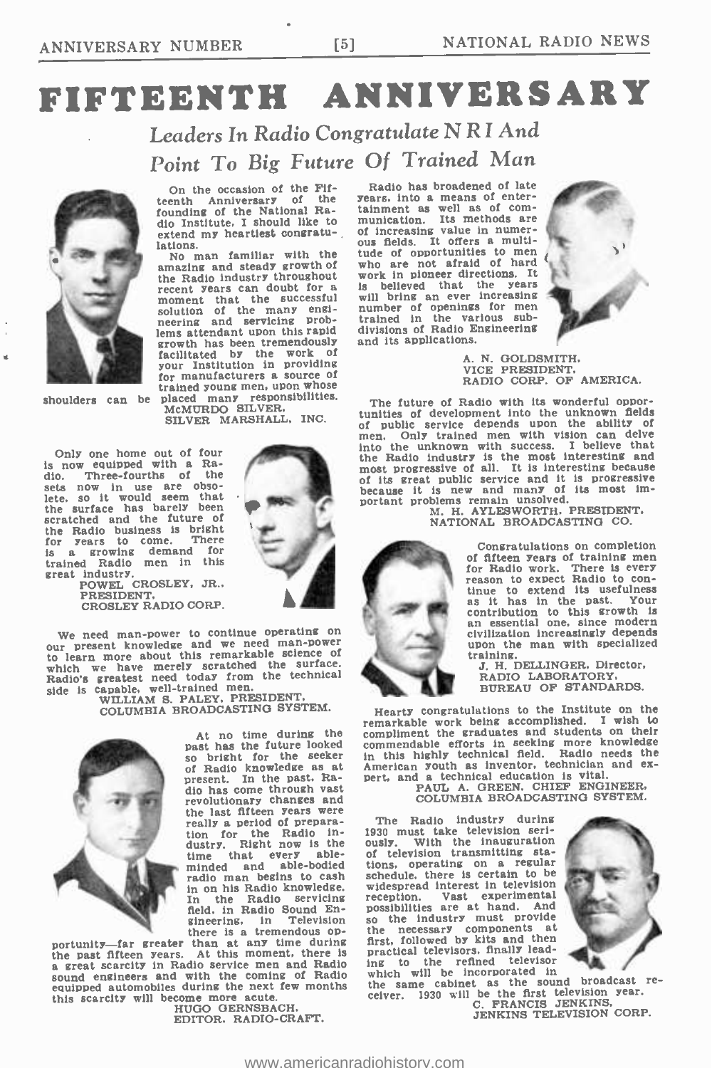# FIFTEENTH ANNIVERSARY

## *Leaders In Radio Congratulate N R I And Point To Big Future Of Trained Man*

On the occasion of the Fifteenth Anniversary of the founding of the National Radio Institute, I should like to extend my heartiest congratulations.

No man familiar with the amazing and steady growth of the Radio industry throughout recent years can doubt for a moment that the successful solution of the many engineering and servicing problems attendant upon this rapid growth has been tremendously facilitated by the work of your Institution in providing for manufacturers a source of trained young men, upon whose shoulders can be placed many responsibilities.

McMURDO SILVER,
SILVER MARSHALL, INC.

Only one home out of four is now equipped with a Radio. Three-fourths of the sets now in use are obsolete, so it would seem that the surface has barely been scratched and the future of the Radio business is bright for years to come. There is a growing demand for trained Radio men in this great industry.

POWEL CROSLEY, JR.,
PRESIDENT,
CROSLEY RADIO CORP.

We need man-power to continue operating on our present knowledge and we need man-power to learn more about this remarkable science of which we have merely scratched the surface. Radio's greatest need today from the technical side is capable, well-trained men.

WILLIAM S. PALEY, PRESIDENT,
COLUMBIA BROADCASTING SYSTEM.

At no time during the past has the future looked so bright for the seeker of Radio knowledge as at present. In the past, Radio has come through vast revolutionary changes and the last fifteen years were really a period of preparation for the Radio industry. Right now is the time that every able-minded and able-bodied radio man begins to cash in on his Radio knowledge. In the Radio servicing field, in Radio Sound Engineering, in Television there is a tremendous opportunity—far greater than at any time during the past fifteen years. At this moment, there is a great scarcity in Radio service men and Radio sound engineers and with the coming of Radio equipped automobiles during the next few months this scarcity will become more acute.

HUGO GERNSBACH,
EDITOR, RADIO-CRAFT.

Radio has broadened of late years, into a means of entertainment as well as of communication. Its methods are of increasing value in numerous fields. It offers a multitude of opportunities to men who are not afraid of hard work in pioneer directions. It is believed that the years will bring an ever increasing number of openings for men trained in the various subdivisions of Radio Engineering and its applications.

A. N. GOLDSMITH,
VICE PRESIDENT,
RADIO CORP. OF AMERICA.

The future of Radio with its wonderful opportunities of development into the unknown fields of public service depends upon the ability of men. Only trained men with vision can delve into the unknown with success. I believe that the Radio industry is the most interesting and most progressive of all. It is interesting because of its great public service and it is progressive because it is new and many of its most important problems remain unsolved.

M. H. AYLESWORTH, PRESIDENT,
NATIONAL BROADCASTING CO.

Congratulations on completion of fifteen years of training men for Radio work. There is every reason to expect Radio to continue to extend its usefulness as it has in the past. Your contribution to this growth is an essential one, since modern civilization increasingly depends upon the man with specialized training.

J. H. DELLINGER, Director,
RADIO LABORATORY,
BUREAU OF STANDARDS.

Hearty congratulations to the Institute on the remarkable work being accomplished. I wish to compliment the graduates and students on their commendable efforts in seeking more knowledge in this highly technical field. Radio needs the American youth as inventor, technician and expert, and a technical education is vital.

PAUL A. GREEN, CHIEF ENGINEER,
COLUMBIA BROADCASTING SYSTEM.

The Radio industry during 1930 must take television seriously. With the inauguration of television transmitting stations, operating on a regular schedule, there is certain to be widespread interest in television reception. Vast experimental possibilities are at hand. And so the industry must provide the necessary components at first, followed by kits and then practical televisors, finally leading to the refined televisor which will be incorporated in the same cabinet as the sound broadcast receiver. 1930 will be the first television year.

C. FRANCIS JENKINS,
JENKINS TELEVISION CORP.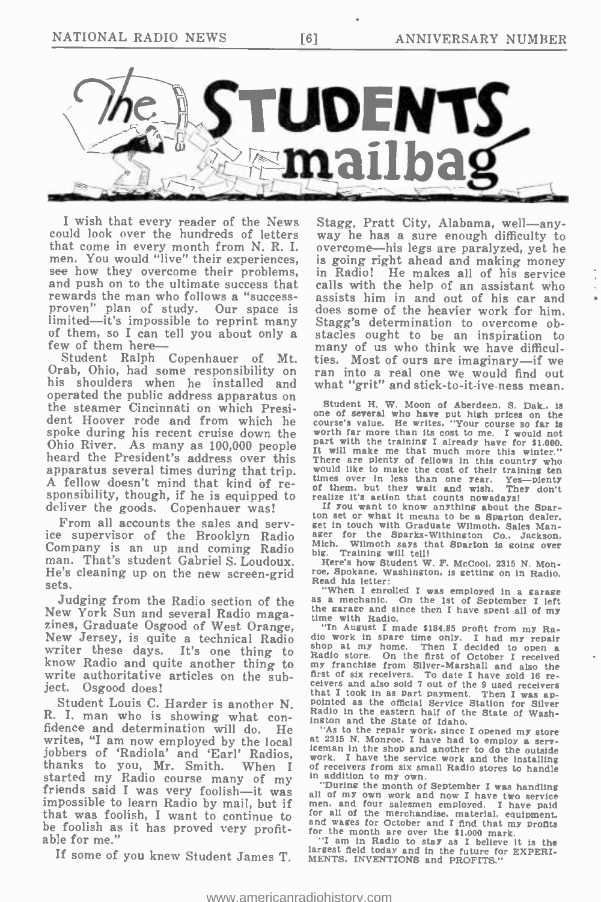# The STUDENTS mailbag

I wish that every reader of the News could look over the hundreds of letters that come in every month from N. R. I. men. You would "live" their experiences, see how they overcome their problems, and push on to the ultimate success that rewards the man who follows a "success-proven" plan of study. Our space is limited—it's impossible to reprint many of them, so I can tell you about only a few of them here—

Student Ralph Copenhauer of Mt. Orab, Ohio, had some responsibility on his shoulders when he installed and operated the public address apparatus on the steamer Cincinnati on which President Hoover rode and from which he spoke during his recent cruise down the Ohio River. As many as 100,000 people heard the President's address over this apparatus several times during that trip. A fellow doesn't mind that kind of responsibility, though, if he is equipped to deliver the goods. Copenhauer was!

From all accounts the sales and service supervisor of the Brooklyn Radio Company is an up and coming Radio man. That's student Gabriel S. Loudoux. He's cleaning up on the new screen-grid sets.

Judging from the Radio section of the New York Sun and several Radio magazines, Graduate Osgood of West Orange, New Jersey, is quite a technical Radio writer these days. It's one thing to know Radio and quite another thing to write authoritative articles on the subject. Osgood does!

Student Louis C. Harder is another N. R. I. man who is showing what confidence and determination will do. He writes, "I am now employed by the local jobbers of 'Radiola' and 'Earl' Radios, thanks to you, Mr. Smith. When I started my Radio course many of my friends said I was very foolish—it was impossible to learn Radio by mail, but if that was foolish, I want to continue to be foolish as it has proved very profitable for me."

If some of you knew Student James T. Stagg, Pratt City, Alabama, well—anyway he has a sure enough difficulty to overcome—his legs are paralyzed, yet he is going right ahead and making money in Radio! He makes all of his service calls with the help of an assistant who assists him in and out of his car and does some of the heavier work for him. Stagg's determination to overcome obstacles ought to be an inspiration to many of us who think we have difficulties. Most of ours are imaginary—if we ran into a real one we would find out what "grit" and stick-to-it-ive-ness mean.

Student H. W. Moon of Aberdeen, S. Dak., is one of several who have put high prices on the course's value. He writes, "Your course so far is worth far more than its cost to me. I would not part with the training I already have for $1,000. It will make me that much more this winter." There are plenty of fellows in this country who would like to make the cost of their training ten times over in less than one year. Yes—plenty of them, but they wait and wish. They don't realize it's action that counts nowadays!

If you want to know anything about the Sparton set or what it means to be a Sparton dealer, get in touch with Graduate Wilmoth, Sales Manager for the Sparks-Withington Co., Jackson, Mich. Wilmoth says that Sparton is going over big. Training will tell!

Here's how Student W. F. McCool, 2315 N. Monroe, Spokane, Washington, is getting on in Radio. Read his letter:

"When I enrolled I was employed in a garage as a mechanic. On the 1st of September I left the garage and since then I have spent all of my time with Radio.

"In August I made $184.85 profit from my Radio work in spare time only. I had my repair shop at my home. Then I decided to open a Radio store. On the first of October I received my franchise from Silver-Marshall and also the first of six receivers. To date I have sold 16 receivers and also sold 7 out of the 9 used receivers that I took in as part payment. Then I was appointed as the official Service Station for Silver Radio in the eastern half of the State of Washington and the State of Idaho.

"As to the repair work, since I opened my store at 2315 N. Monroe, I have had to employ a serviceman in the shop and another to do the outside work. I have the service work and the installing of receivers from six small Radio stores to handle in addition to my own.

"During the month of September I was handling all of my own work and now I have two service men, and four salesmen employed. I have paid for all of the merchandise, material, equipment, and wages for October and I find that my profits for the month are over the $1,000 mark.

"I am in Radio to stay as I believe it is the largest field today and in the future for EXPERIMENTS, INVENTIONS and PROFITS."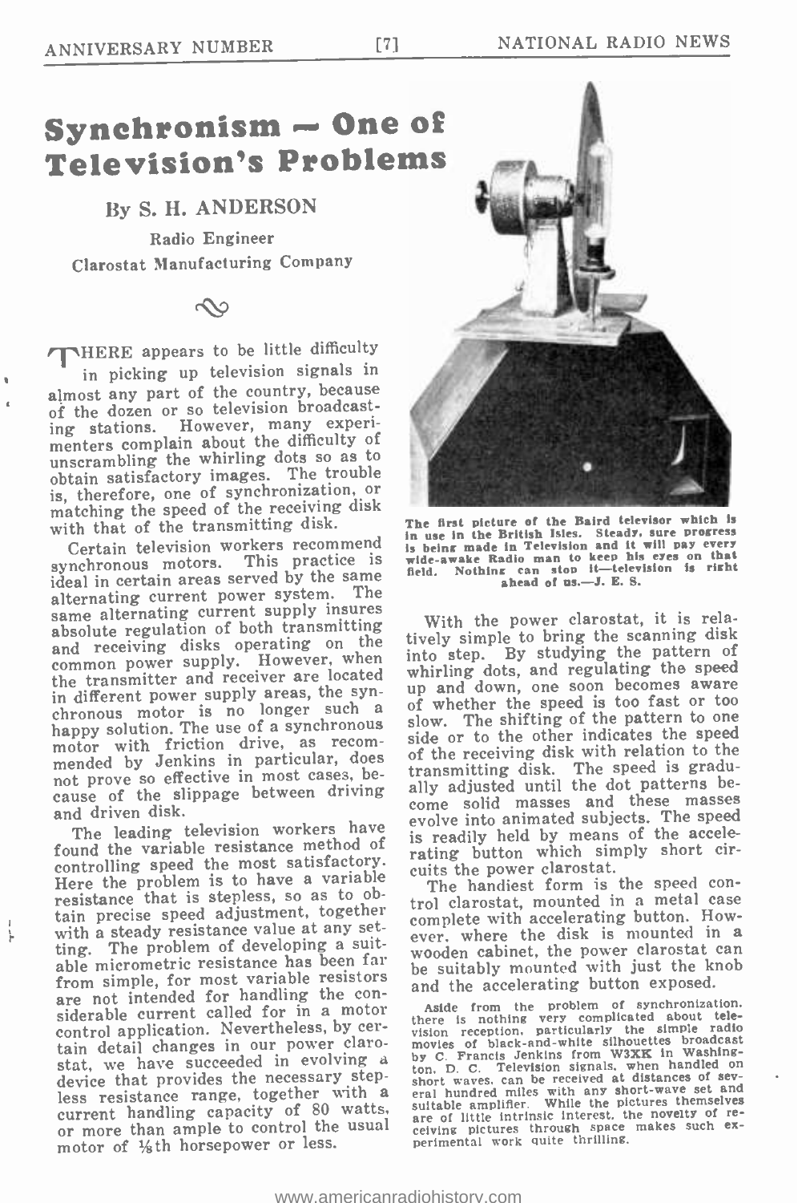# Synchronism — One of Television's Problems

By S. H. ANDERSON

Radio Engineer

Clarostat Manufacturing Company

THERE appears to be little difficulty in picking up television signals in almost any part of the country, because of the dozen or so television broadcasting stations. However, many experimenters complain about the difficulty of unscrambling the whirling dots so as to obtain satisfactory images. The trouble is, therefore, one of synchronization, or matching the speed of the receiving disk with that of the transmitting disk.

Certain television workers recommend synchronous motors. This practice is ideal in certain areas served by the same alternating current power system. The same alternating current supply insures absolute regulation of both transmitting and receiving disks operating on the common power supply. However, when the transmitter and receiver are located in different power supply areas, the synchronous motor is no longer such a happy solution. The use of a synchronous motor with friction drive, as recommended by Jenkins in particular, does not prove so effective in most cases, because of the slippage between driving and driven disk.

The leading television workers have found the variable resistance method of controlling speed the most satisfactory. Here the problem is to have a variable resistance that is stepless, so as to obtain precise speed adjustment, together with a steady resistance value at any setting. The problem of developing a suitable micrometric resistance has been far from simple, for most variable resistors are not intended for handling the considerable current called for in a motor control application. Nevertheless, by certain detail changes in our power clarostat, we have succeeded in evolving a device that provides the necessary stepless resistance range, together with a current handling capacity of 80 watts, or more than ample to control the usual motor of 1/8th horsepower or less.

The first picture of the Baird televisor which is in use in the British Isles. Steady, sure progress is being made in Television and it will pay every wide-awake Radio man to keep his eyes on that field. Nothing can stop it—television is right ahead of us.—J. E. S.

With the power clarostat, it is relatively simple to bring the scanning disk into step. By studying the pattern of whirling dots, and regulating the speed up and down, one soon becomes aware of whether the speed is too fast or too slow. The shifting of the pattern to one side or to the other indicates the speed of the receiving disk with relation to the transmitting disk. The speed is gradually adjusted until the dot patterns become solid masses and these masses evolve into animated subjects. The speed is readily held by means of the accelerating button which simply short circuits the power clarostat.

The handiest form is the speed control clarostat, mounted in a metal case complete with accelerating button. However, where the disk is mounted in a wooden cabinet, the power clarostat can be suitably mounted with just the knob and the accelerating button exposed.

Aside from the problem of synchronization, there is nothing very complicated about television reception, particularly the simple radio movies of black-and-white silhouettes broadcast by C. Francis Jenkins from W3XK in Washington, D. C. Television signals, when handled on short waves, can be received at distances of several hundred miles with any short-wave set and suitable amplifier. While the pictures themselves are of little intrinsic interest, the novelty of receiving pictures through space makes such experimental work quite thrilling.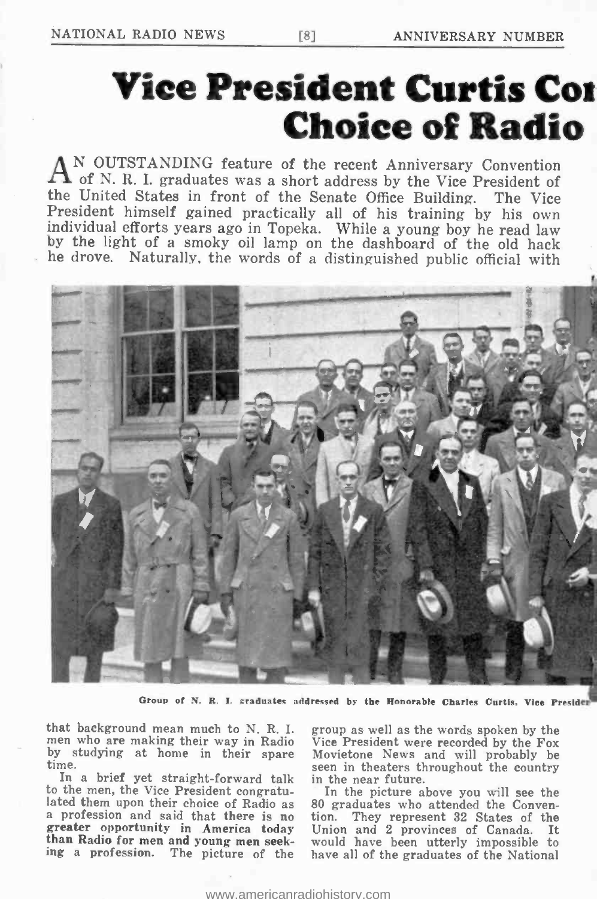# Vice President Curtis Co[n]
# Choice of Radio

AN OUTSTANDING feature of the recent Anniversary Convention of N. R. I. graduates was a short address by the Vice President of the United States in front of the Senate Office Building. The Vice President himself gained practically all of his training by his own individual efforts years ago in Topeka. While a young boy he read law by the light of a smoky oil lamp on the dashboard of the old hack he drove. Naturally, the words of a distinguished public official with that background mean much to N. R. I. men who are making their way in Radio by studying at home in their spare time.

Group of N. R. I. graduates addressed by the Honorable Charles Curtis, Vice Presid[ent]

In a brief yet straight-forward talk to the men, the Vice President congratulated them upon their choice of Radio as a profession and said that **there is no greater opportunity in America today than Radio for men and young men seeking** a profession. The picture of the group as well as the words spoken by the Vice President were recorded by the Fox Movietone News and will probably be seen in theaters throughout the country in the near future.

In the picture above you will see the 80 graduates who attended the Convention. They represent 32 States of the Union and 2 provinces of Canada. It would have been utterly impossible to have all of the graduates of the National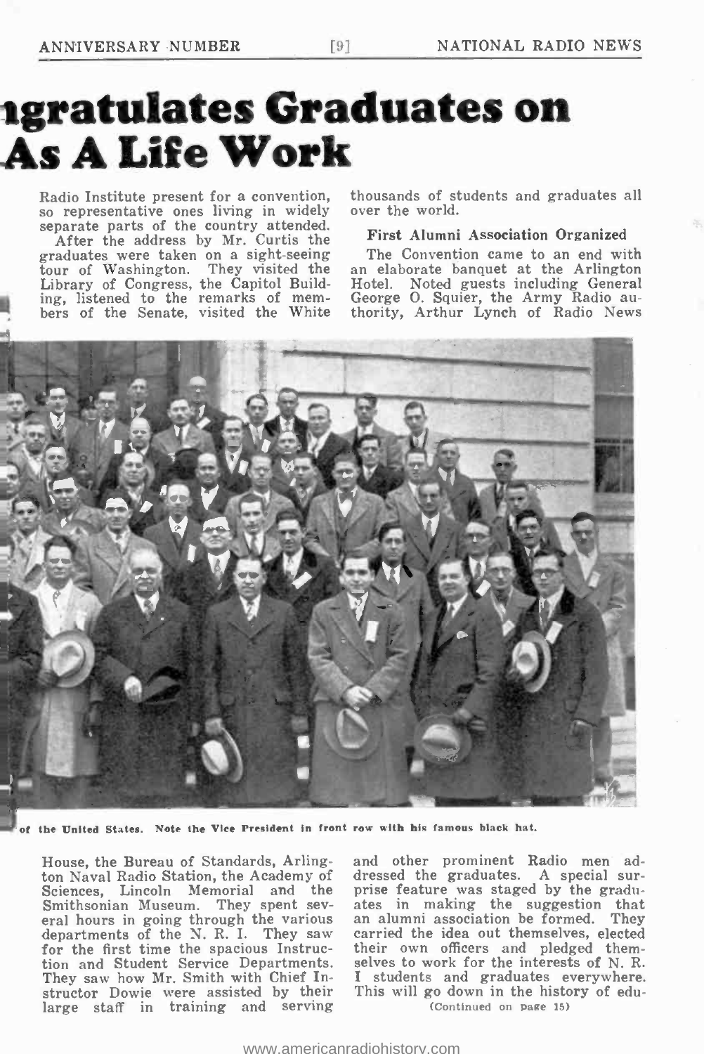# ngratulates Graduates on As A Life Work

Radio Institute present for a convention, so representative ones living in widely separate parts of the country attended.

After the address by Mr. Curtis the graduates were taken on a sight-seeing tour of Washington. They visited the Library of Congress, the Capitol Building, listened to the remarks of members of the Senate, visited the White House, the Bureau of Standards, Arlington Naval Radio Station, the Academy of Sciences, Lincoln Memorial and the Smithsonian Museum. They spent several hours in going through the various departments of the N. R. I. They saw for the first time the spacious Instruction and Student Service Departments. They saw how Mr. Smith with Chief Instructor Dowie were assisted by their large staff in training and serving thousands of students and graduates all over the world.

**First Alumni Association Organized**

The Convention came to an end with an elaborate banquet at the Arlington Hotel. Noted guests including General George O. Squier, the Army Radio authority, Arthur Lynch of Radio News and other prominent Radio men addressed the graduates. A special surprise feature was staged by the graduates in making the suggestion that an alumni association be formed. They carried the idea out themselves, elected their own officers and pledged themselves to work for the interests of N. R. I students and graduates everywhere. This will go down in the history of edu-

(Continued on page 15)

of the United States. Note the Vice President in front row with his famous black hat.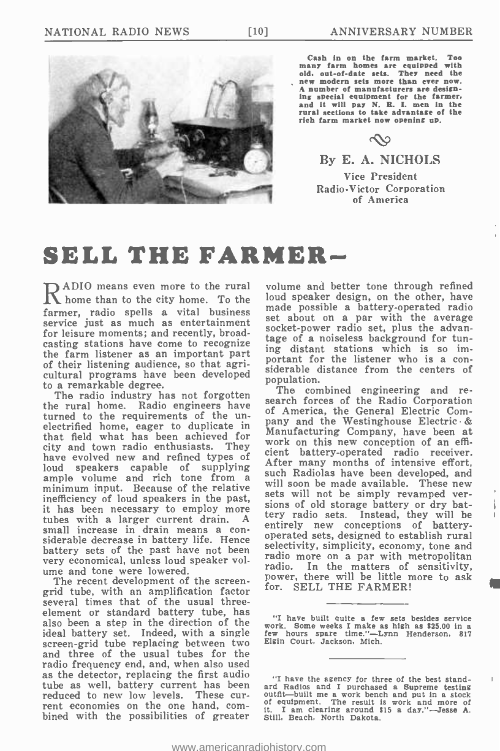Cash in on the farm market. Too many farm homes are equipped with old, out-of-date sets. They need the new modern sets more than ever now. A number of manufacturers are designing special equipment for the farmer, and it will pay N. R. I. men in the rural sections to take advantage of the rich farm market now opening up.

By E. A. NICHOLS

Vice President
Radio-Victor Corporation of America

# SELL THE FARMER—

RADIO means even more to the rural home than to the city home. To the farmer, radio spells a vital business service just as much as entertainment for leisure moments; and recently, broadcasting stations have come to recognize the farm listener as an important part of their listening audience, so that agricultural programs have been developed to a remarkable degree.

The radio industry has not forgotten the rural home. Radio engineers have turned to the requirements of the unelectrified home, eager to duplicate in that field what has been achieved for city and town radio enthusiasts. They have evolved new and refined types of loud speakers capable of supplying ample volume and rich tone from a minimum input. Because of the relative inefficiency of loud speakers in the past, it has been necessary to employ more tubes with a larger current drain. A small increase in drain means a considerable decrease in battery life. Hence battery sets of the past have not been very economical, unless loud speaker volume and tone were lowered.

The recent development of the screen-grid tube, with an amplification factor several times that of the usual three-element or standard battery tube, has also been a step in the direction of the ideal battery set. Indeed, with a single screen-grid tube replacing between two and three of the usual tubes for the radio frequency end, and, when also used as the detector, replacing the first audio tube as well, battery current has been reduced to new low levels. These current economies on the one hand, combined with the possibilities of greater volume and better tone through refined loud speaker design, on the other, have made possible a battery-operated radio set about on a par with the average socket-power radio set, plus the advantage of a noiseless background for tuning distant stations which is so important for the listener who is a considerable distance from the centers of population.

The combined engineering and research forces of the Radio Corporation of America, the General Electric Company and the Westinghouse Electric & Manufacturing Company, have been at work on this new conception of an efficient battery-operated radio receiver. After many months of intensive effort, such Radiolas have been developed, and will soon be made available. These new sets will not be simply revamped versions of old storage battery or dry battery radio sets. Instead, they will be entirely new conceptions of battery-operated sets, designed to establish rural selectivity, simplicity, economy, tone and radio more on a par with metropolitan radio. In the matters of sensitivity, power, there will be little more to ask for. SELL THE FARMER!

---

"I have built quite a few sets besides service work. Some weeks I make as high as $25.00 in a few hours spare time."—Lynn Henderson, 817 Elgin Court, Jackson, Mich.

---

"I have the agency for three of the best standard Radios and I purchased a Supreme testing outfit—built me a work bench and put in a stock of equipment. The result is work and more of it. I am clearing around $15 a day."—Jesse A. Still, Beach, North Dakota.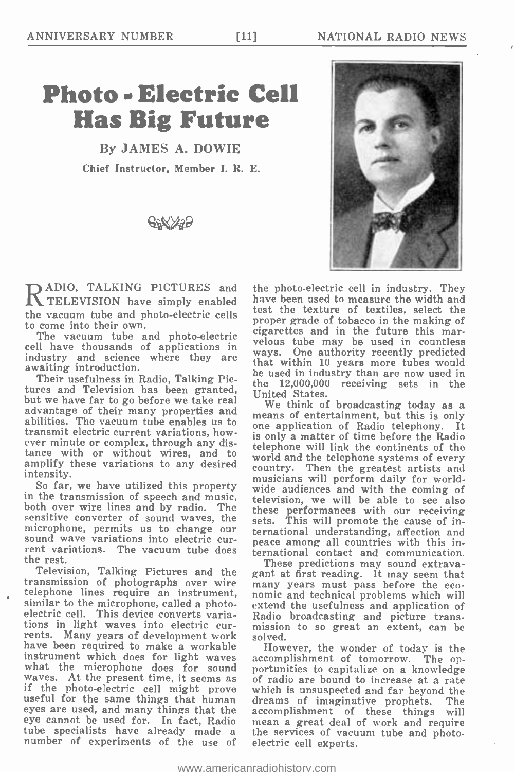# Photo-Electric Cell Has Big Future

By JAMES A. DOWIE

Chief Instructor, Member I. R. E.

RADIO, TALKING PICTURES and TELEVISION have simply enabled the vacuum tube and photo-electric cells to come into their own.

The vacuum tube and photo-electric cell have thousands of applications in industry and science where they are awaiting introduction.

Their usefulness in Radio, Talking Pictures and Television has been granted, but we have far to go before we take real advantage of their many properties and abilities. The vacuum tube enables us to transmit electric current variations, however minute or complex, through any distance with or without wires, and to amplify these variations to any desired intensity.

So far, we have utilized this property in the transmission of speech and music, both over wire lines and by radio. The sensitive converter of sound waves, the microphone, permits us to change our sound wave variations into electric current variations. The vacuum tube does the rest.

Television, Talking Pictures and the transmission of photographs over wire telephone lines require an instrument, similar to the microphone, called a photo-electric cell. This device converts variations in light waves into electric currents. Many years of development work have been required to make a workable instrument which does for light waves what the microphone does for sound waves. At the present time, it seems as if the photo-electric cell might prove useful for the same things that human eyes are used, and many things that the eye cannot be used for. In fact, Radio tube specialists have already made a number of experiments of the use of the photo-electric cell in industry. They have been used to measure the width and test the texture of textiles, select the proper grade of tobacco in the making of cigarettes and in the future this marvelous tube may be used in countless ways. One authority recently predicted that within 10 years more tubes would be used in industry than are now used in the 12,000,000 receiving sets in the United States.

We think of broadcasting today as a means of entertainment, but this is only one application of Radio telephony. It is only a matter of time before the Radio telephone will link the continents of the world and the telephone systems of every country. Then the greatest artists and musicians will perform daily for worldwide audiences and with the coming of television, we will be able to see also these performances with our receiving sets. This will promote the cause of international understanding, affection and peace among all countries with this international contact and communication.

These predictions may sound extravagant at first reading. It may seem that many years must pass before the economic and technical problems which will extend the usefulness and application of Radio broadcasting and picture transmission to so great an extent, can be solved.

However, the wonder of today is the accomplishment of tomorrow. The opportunities to capitalize on a knowledge of radio are bound to increase at a rate which is unsuspected and far beyond the dreams of imaginative prophets. The accomplishment of these things will mean a great deal of work and require the services of vacuum tube and photo-electric cell experts.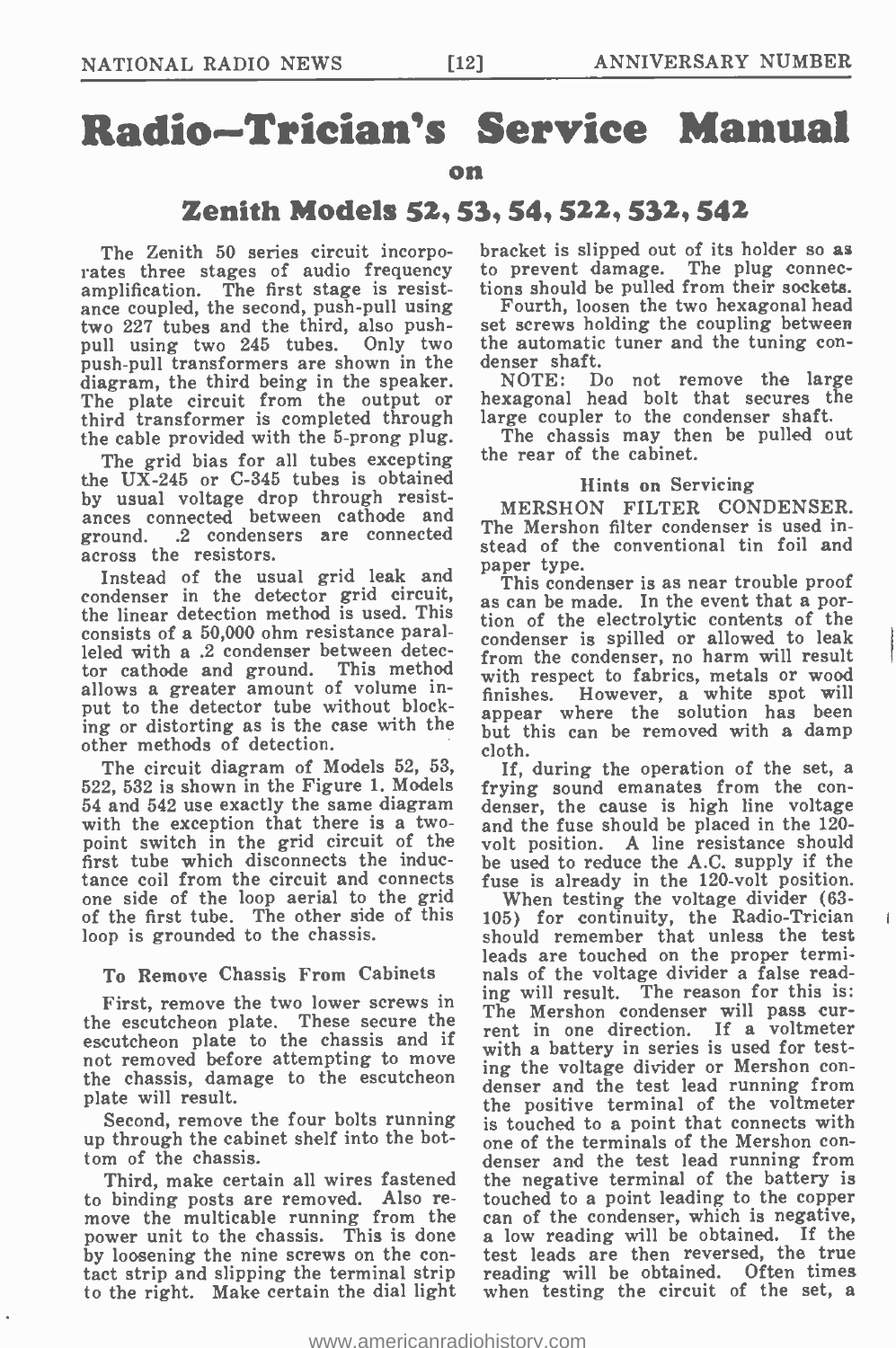# Radio-Trician's Service Manual

on

## Zenith Models 52, 53, 54, 522, 532, 542

The Zenith 50 series circuit incorporates three stages of audio frequency amplification. The first stage is resistance coupled, the second, push-pull using two 227 tubes and the third, also push-pull using two 245 tubes. Only two push-pull transformers are shown in the diagram, the third being in the speaker. The plate circuit from the output or third transformer is completed through the cable provided with the 5-prong plug.

The grid bias for all tubes excepting the UX-245 or C-345 tubes is obtained by usual voltage drop through resistances connected between cathode and ground. .2 condensers are connected across the resistors.

Instead of the usual grid leak and condenser in the detector grid circuit, the linear detection method is used. This consists of a 50,000 ohm resistance paralleled with a .2 condenser between detector cathode and ground. This method allows a greater amount of volume input to the detector tube without blocking or distorting as is the case with the other methods of detection.

The circuit diagram of Models 52, 53, 522, 532 is shown in the Figure 1. Models 54 and 542 use exactly the same diagram with the exception that there is a two-point switch in the grid circuit of the first tube which disconnects the inductance coil from the circuit and connects one side of the loop aerial to the grid of the first tube. The other side of this loop is grounded to the chassis.

### To Remove Chassis From Cabinets

First, remove the two lower screws in the escutcheon plate. These secure the escutcheon plate to the chassis and if not removed before attempting to move the chassis, damage to the escutcheon plate will result.

Second, remove the four bolts running up through the cabinet shelf into the bottom of the chassis.

Third, make certain all wires fastened to binding posts are removed. Also remove the multicable running from the power unit to the chassis. This is done by loosening the nine screws on the contact strip and slipping the terminal strip to the right. Make certain the dial light bracket is slipped out of its holder so as to prevent damage. The plug connections should be pulled from their sockets.

Fourth, loosen the two hexagonal head set screws holding the coupling between the automatic tuner and the tuning condenser shaft.

NOTE: Do not remove the large hexagonal head bolt that secures the large coupler to the condenser shaft.

The chassis may then be pulled out the rear of the cabinet.

### Hints on Servicing

MERSHON FILTER CONDENSER. The Mershon filter condenser is used instead of the conventional tin foil and paper type.

This condenser is as near trouble proof as can be made. In the event that a portion of the electrolytic contents of the condenser is spilled or allowed to leak from the condenser, no harm will result with respect to fabrics, metals or wood finishes. However, a white spot will appear where the solution has been but this can be removed with a damp cloth.

If, during the operation of the set, a frying sound emanates from the condenser, the cause is high line voltage and the fuse should be placed in the 120-volt position. A line resistance should be used to reduce the A.C. supply if the fuse is already in the 120-volt position.

When testing the voltage divider (63-105) for continuity, the Radio-Trician should remember that unless the test leads are touched on the proper terminals of the voltage divider a false reading will result. The reason for this is: The Mershon condenser will pass current in one direction. If a voltmeter with a battery in series is used for testing the voltage divider or Mershon condenser and the test lead running from the positive terminal of the voltmeter is touched to a point that connects with one of the terminals of the Mershon condenser and the test lead running from the negative terminal of the battery is touched to a point leading to the copper can of the condenser, which is negative, a low reading will be obtained. If the test leads are then reversed, the true reading will be obtained. Often times when testing the circuit of the set, a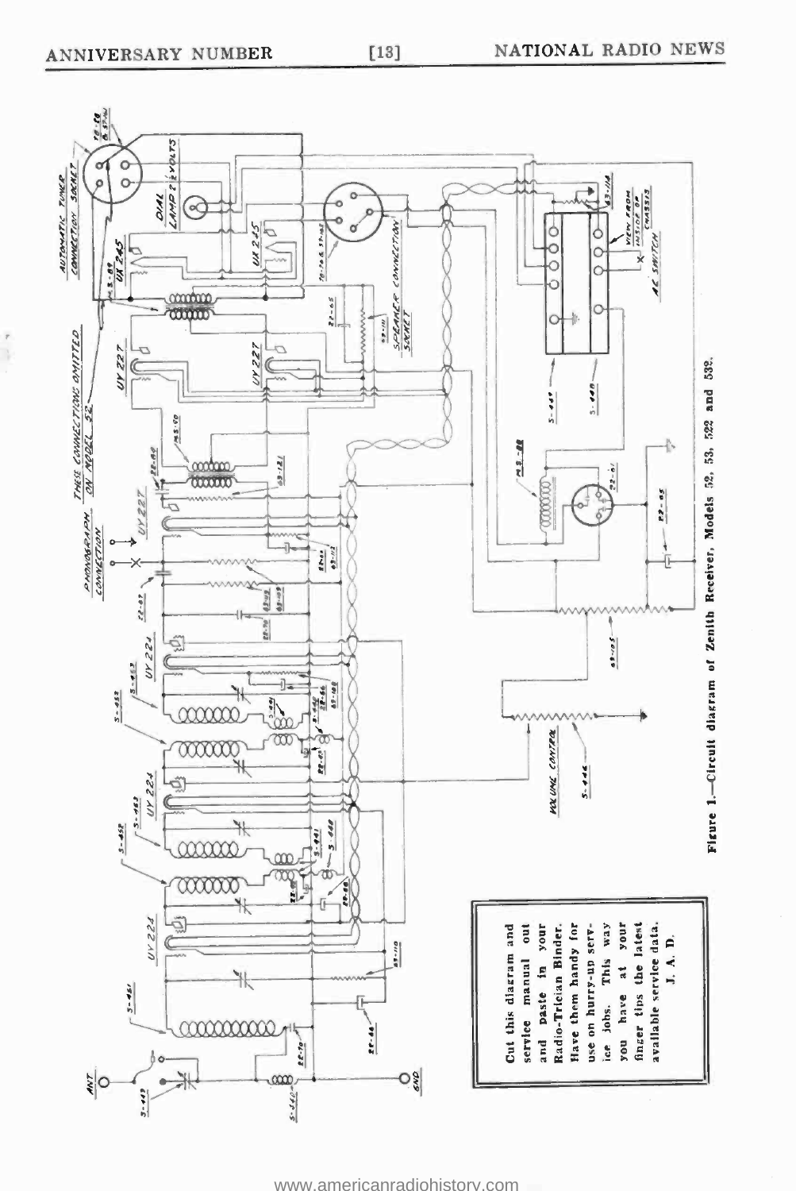Figure 1.—Circuit diagram of Zenith Receiver, Models 52, 53, 522 and 532.

Cut this diagram and service manual out and paste in your Radio-Trician Binder. Have them handy for use on hurry-up service jobs. This way you have at your finger tips the latest available service data.
J. A. D.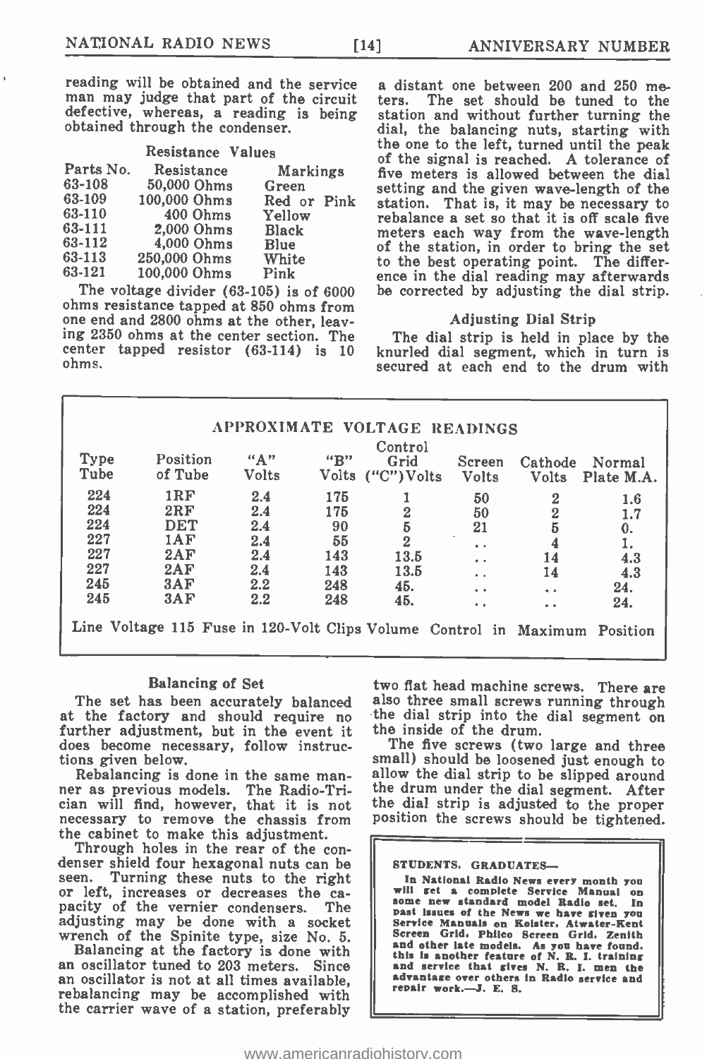reading will be obtained and the service man may judge that part of the circuit defective, whereas, a reading is being obtained through the condenser.

### Resistance Values

| Parts No. | Resistance | Markings |
|---|---|---|
| 63-108 | 50,000 Ohms | Green |
| 63-109 | 100,000 Ohms | Red or Pink |
| 63-110 | 400 Ohms | Yellow |
| 63-111 | 2,000 Ohms | Black |
| 63-112 | 4,000 Ohms | Blue |
| 63-113 | 250,000 Ohms | White |
| 63-121 | 100,000 Ohms | Pink |

The voltage divider (63-105) is of 6000 ohms resistance tapped at 850 ohms from one end and 2800 ohms at the other, leaving 2350 ohms at the center section. The center tapped resistor (63-114) is 10 ohms.

a distant one between 200 and 250 meters. The set should be tuned to the station and without further turning the dial, the balancing nuts, starting with the one to the left, turned until the peak of the signal is reached. A tolerance of five meters is allowed between the dial setting and the given wave-length of the station. That is, it may be necessary to rebalance a set so that it is off scale five meters each way from the wave-length of the station, in order to bring the set to the best operating point. The difference in the dial reading may afterwards be corrected by adjusting the dial strip.

### Adjusting Dial Strip

The dial strip is held in place by the knurled dial segment, which in turn is secured at each end to the drum with two flat head machine screws. There are also three small screws running through the dial strip into the dial segment on the inside of the drum.

The five screws (two large and three small) should be loosened just enough to allow the dial strip to be slipped around the drum under the dial segment. After the dial strip is adjusted to the proper position the screws should be tightened.

### APPROXIMATE VOLTAGE READINGS

| Type Tube | Position of Tube | "A" Volts | "B" Volts | Control Grid ("C") Volts | Screen Volts | Cathode Volts | Normal Plate M.A. |
|---|---|---|---|---|---|---|---|
| 224 | 1RF | 2.4 | 175 | 1 | 50 | 2 | 1.6 |
| 224 | 2RF | 2.4 | 175 | 2 | 50 | 2 | 1.7 |
| 224 | DET | 2.4 | 90 | 5 | 21 | 5 | 0. |
| 227 | 1AF | 2.4 | 55 | 2 | .. | 4 | 1. |
| 227 | 2AF | 2.4 | 143 | 13.5 | .. | 14 | 4.3 |
| 227 | 2AF | 2.4 | 143 | 13.5 | .. | 14 | 4.3 |
| 245 | 3AF | 2.2 | 248 | 45. | .. | .. | 24. |
| 245 | 3AF | 2.2 | 248 | 45. | .. | .. | 24. |

Line Voltage 115 Fuse in 120-Volt Clips Volume Control in Maximum Position

### Balancing of Set

The set has been accurately balanced at the factory and should require no further adjustment, but in the event it does become necessary, follow instructions given below.

Rebalancing is done in the same manner as previous models. The Radio-Trician will find, however, that it is not necessary to remove the chassis from the cabinet to make this adjustment.

Through holes in the rear of the condenser shield four hexagonal nuts can be seen. Turning these nuts to the right or left, increases or decreases the capacity of the vernier condensers. The adjusting may be done with a socket wrench of the Spinite type, size No. 5.

Balancing at the factory is done with an oscillator tuned to 203 meters. Since an oscillator is not at all times available, rebalancing may be accomplished with the carrier wave of a station, preferably

**STUDENTS, GRADUATES—**

In National Radio News every month you will get a complete Service Manual on some new standard model Radio set. In past issues of the News we have given you Service Manuals on Kolster, Atwater-Kent Screen Grid, Philco Screen Grid, Zenith and other late models. As you have found, this is another feature of N. R. I. training and service that gives N. R. I. men the advantage over others in Radio service and repair work.—J. E. S.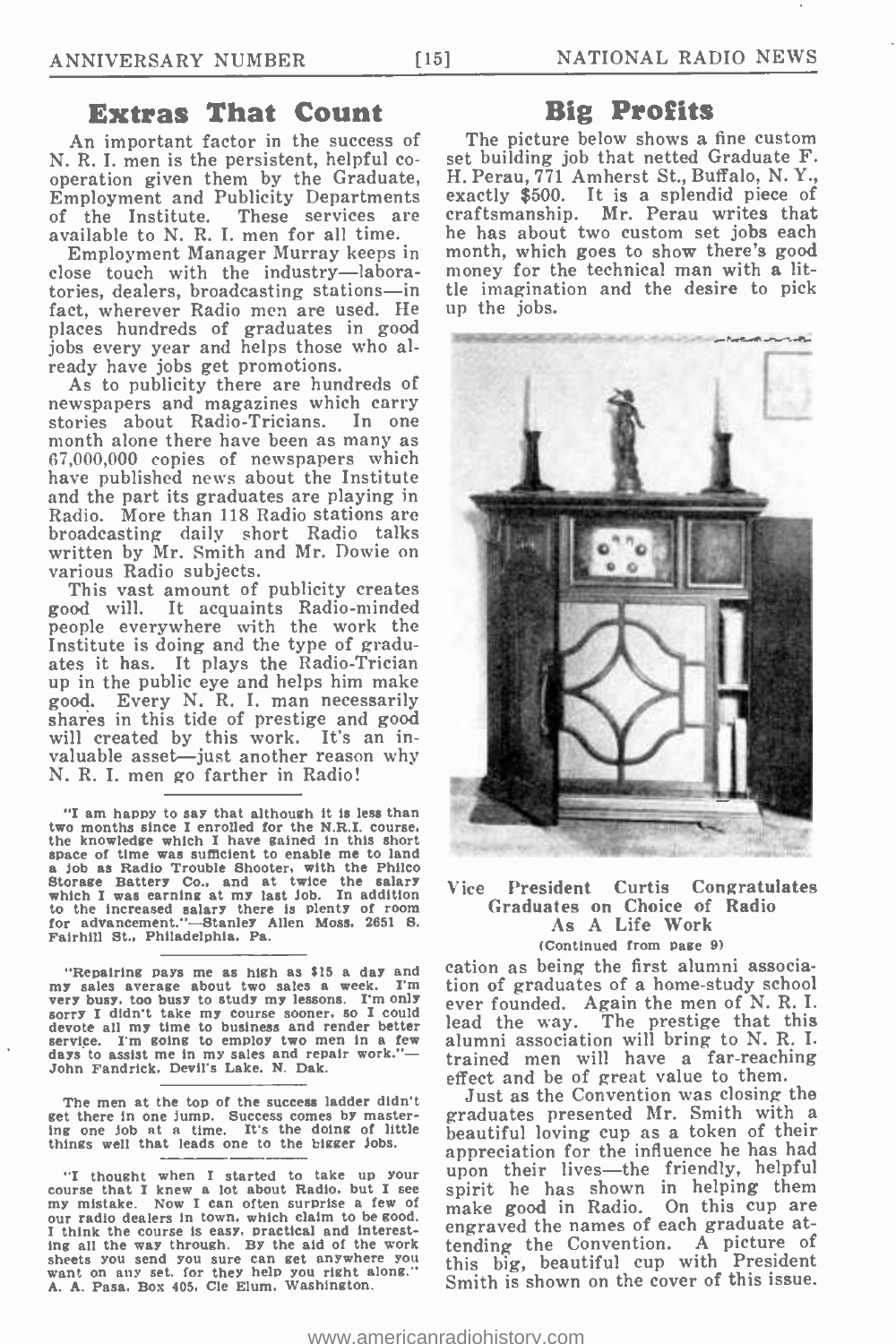## Extras That Count

An important factor in the success of N. R. I. men is the persistent, helpful co-operation given them by the Graduate, Employment and Publicity Departments of the Institute. These services are available to N. R. I. men for all time.

Employment Manager Murray keeps in close touch with the industry—laboratories, dealers, broadcasting stations—in fact, wherever Radio men are used. He places hundreds of graduates in good jobs every year and helps those who already have jobs get promotions.

As to publicity there are hundreds of newspapers and magazines which carry stories about Radio-Tricians. In one month alone there have been as many as 67,000,000 copies of newspapers which have published news about the Institute and the part its graduates are playing in Radio. More than 118 Radio stations are broadcasting daily short Radio talks written by Mr. Smith and Mr. Dowie on various Radio subjects.

This vast amount of publicity creates good will. It acquaints Radio-minded people everywhere with the work the Institute is doing and the type of graduates it has. It plays the Radio-Trician up in the public eye and helps him make good. Every N. R. I. man necessarily shares in this tide of prestige and good will created by this work. It's an invaluable asset—just another reason why N. R. I. men go farther in Radio!

---

"I am happy to say that although it is less than two months since I enrolled for the N.R.I. course, the knowledge which I have gained in this short space of time was sufficient to enable me to land a job as Radio Trouble Shooter, with the Philco Storage Battery Co., and at twice the salary which I was earning at my last job. In addition to the increased salary there is plenty of room for advancement."—Stanley Allen Moss, 2651 S. Fairhill St., Philadelphia, Pa.

---

"Repairing pays me as high as $15 a day and my sales average about two sales a week. I'm very busy, too busy to study my lessons. I'm only sorry I didn't take my course sooner, so I could devote all my time to business and render better service. I'm going to employ two men in a few days to assist me in my sales and repair work."—John Fandrick, Devil's Lake, N. Dak.

---

The men at the top of the success ladder didn't get there in one jump. Success comes by mastering one job at a time. It's the doing of little things well that leads one to the bigger jobs.

---

"I thought when I started to take up your course that I knew a lot about Radio, but I see my mistake. Now I can often surprise a few of our radio dealers in town, which claim to be good. I think the course is easy, practical and interesting all the way through. By the aid of the work sheets you send you sure can get anywhere you want on any set, for they help you right along."
A. A. Pasa, Box 405, Cle Elum, Washington.

## Big Profits

The picture below shows a fine custom set building job that netted Graduate F. H. Perau, 771 Amherst St., Buffalo, N. Y., exactly $500. It is a splendid piece of craftsmanship. Mr. Perau writes that he has about two custom set jobs each month, which goes to show there's good money for the technical man with a little imagination and the desire to pick up the jobs.

### Vice President Curtis Congratulates Graduates on Choice of Radio As A Life Work

(Continued from page 9)

cation as being the first alumni association of graduates of a home-study school ever founded. Again the men of N. R. I. lead the way. The prestige that this alumni association will bring to N. R. I. trained men will have a far-reaching effect and be of great value to them.

Just as the Convention was closing the graduates presented Mr. Smith with a beautiful loving cup as a token of their appreciation for the influence he has had upon their lives—the friendly, helpful spirit he has shown in helping them make good in Radio. On this cup are engraved the names of each graduate attending the Convention. A picture of this big, beautiful cup with President Smith is shown on the cover of this issue.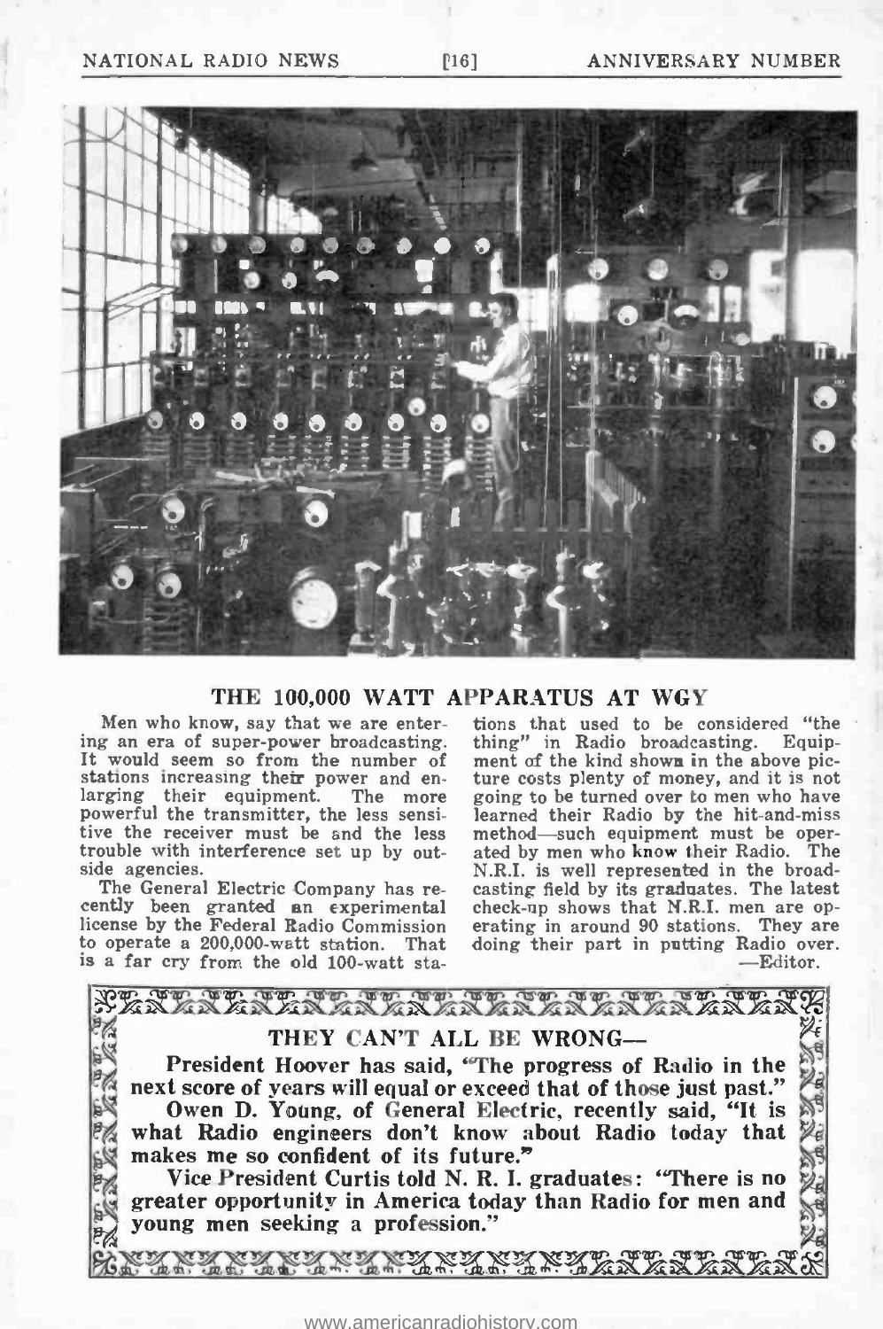## THE 100,000 WATT APPARATUS AT WGY

Men who know, say that we are entering an era of super-power broadcasting. It would seem so from the number of stations increasing their power and enlarging their equipment. The more powerful the transmitter, the less sensitive the receiver must be and the less trouble with interference set up by outside agencies.

The General Electric Company has recently been granted an experimental license by the Federal Radio Commission to operate a 200,000-watt station. That is a far cry from the old 100-watt stations that used to be considered "the thing" in Radio broadcasting. Equipment of the kind shown in the above picture costs plenty of money, and it is not going to be turned over to men who have learned their Radio by the hit-and-miss method—such equipment must be operated by men who know their Radio. The N.R.I. is well represented in the broadcasting field by its graduates. The latest check-up shows that N.R.I. men are operating in around 90 stations. They are doing their part in putting Radio over.

—Editor.

## THEY CAN'T ALL BE WRONG—

**President Hoover has said, "The progress of Radio in the next score of years will equal or exceed that of those just past."**

**Owen D. Young, of General Electric, recently said, "It is what Radio engineers don't know about Radio today that makes me so confident of its future."**

**Vice President Curtis told N. R. I. graduates: "There is no greater opportunity in America today than Radio for men and young men seeking a profession."**